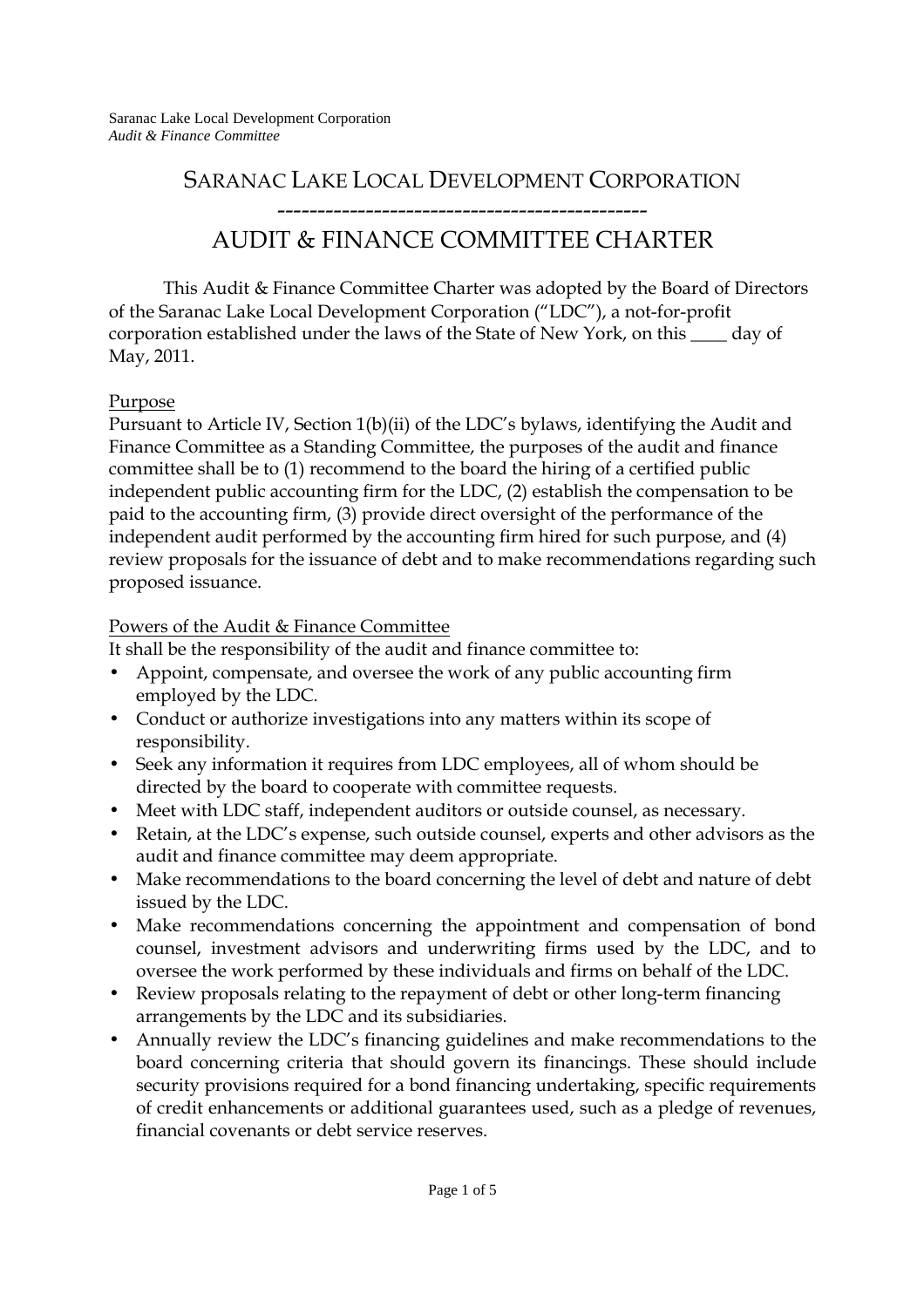# SARANAC LAKE LOCAL DEVELOPMENT CORPORATION

---

## AUDIT & FINANCE COMMITTEE CHARTER

This Audit & Finance Committee Charter was adopted by the Board of Directors of the Saranac Lake Local Development Corporation ("LDC"), a not-for-profit corporation established under the laws of the State of New York, on this ____ day of May, 2011.

### Purpose

Pursuant to Article IV, Section 1(b)(ii) of the LDC's bylaws, identifying the Audit and Finance Committee as a Standing Committee, the purposes of the audit and finance committee shall be to (1) recommend to the board the hiring of a certified public independent public accounting firm for the LDC, (2) establish the compensation to be paid to the accounting firm, (3) provide direct oversight of the performance of the independent audit performed by the accounting firm hired for such purpose, and (4) review proposals for the issuance of debt and to make recommendations regarding such proposed issuance.

### Powers of the Audit & Finance Committee

It shall be the responsibility of the audit and finance committee to:

- Appoint, compensate, and oversee the work of any public accounting firm employed by the LDC.
- Conduct or authorize investigations into any matters within its scope of responsibility.
- Seek any information it requires from LDC employees, all of whom should be directed by the board to cooperate with committee requests.
- Meet with LDC staff, independent auditors or outside counsel, as necessary.
- Retain, at the LDC's expense, such outside counsel, experts and other advisors as the audit and finance committee may deem appropriate.
- Make recommendations to the board concerning the level of debt and nature of debt issued by the LDC.
- Make recommendations concerning the appointment and compensation of bond counsel, investment advisors and underwriting firms used by the LDC, and to oversee the work performed by these individuals and firms on behalf of the LDC.
- Review proposals relating to the repayment of debt or other long-term financing arrangements by the LDC and its subsidiaries.
- Annually review the LDC's financing guidelines and make recommendations to the board concerning criteria that should govern its financings. These should include security provisions required for a bond financing undertaking, specific requirements of credit enhancements or additional guarantees used, such as a pledge of revenues, financial covenants or debt service reserves.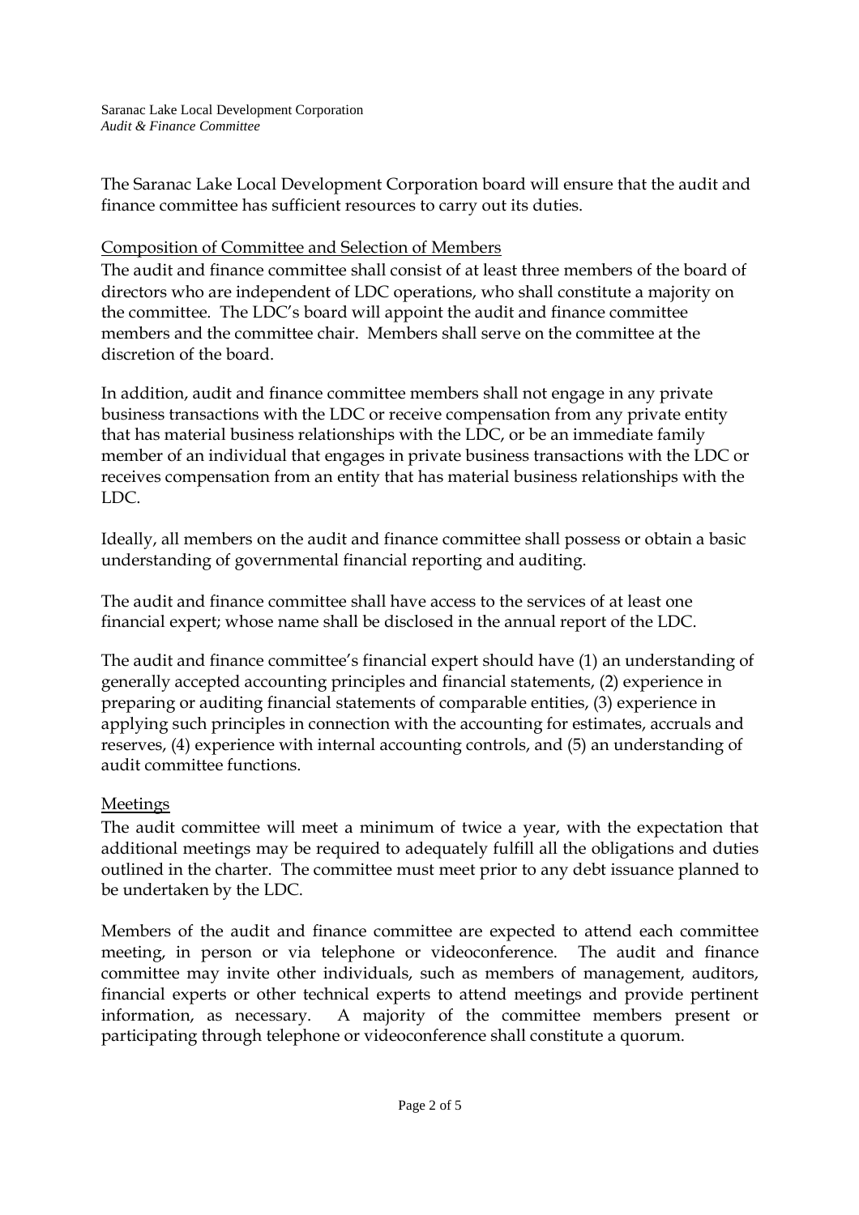The Saranac Lake Local Development Corporation board will ensure that the audit and finance committee has sufficient resources to carry out its duties.

## Composition of Committee and Selection of Members

The audit and finance committee shall consist of at least three members of the board of directors who are independent of LDC operations, who shall constitute a majority on the committee. The LDC's board will appoint the audit and finance committee members and the committee chair. Members shall serve on the committee at the discretion of the board.

In addition, audit and finance committee members shall not engage in any private business transactions with the LDC or receive compensation from any private entity that has material business relationships with the LDC, or be an immediate family member of an individual that engages in private business transactions with the LDC or receives compensation from an entity that has material business relationships with the LDC.

Ideally, all members on the audit and finance committee shall possess or obtain a basic understanding of governmental financial reporting and auditing.

The audit and finance committee shall have access to the services of at least one financial expert; whose name shall be disclosed in the annual report of the LDC.

The audit and finance committee's financial expert should have (1) an understanding of generally accepted accounting principles and financial statements, (2) experience in preparing or auditing financial statements of comparable entities, (3) experience in applying such principles in connection with the accounting for estimates, accruals and reserves, (4) experience with internal accounting controls, and (5) an understanding of audit committee functions.

## Meetings

The audit committee will meet a minimum of twice a year, with the expectation that additional meetings may be required to adequately fulfill all the obligations and duties outlined in the charter. The committee must meet prior to any debt issuance planned to be undertaken by the LDC.

Members of the audit and finance committee are expected to attend each committee meeting, in person or via telephone or videoconference. The audit and finance committee may invite other individuals, such as members of management, auditors, financial experts or other technical experts to attend meetings and provide pertinent information, as necessary. A majority of the committee members present or participating through telephone or videoconference shall constitute a quorum.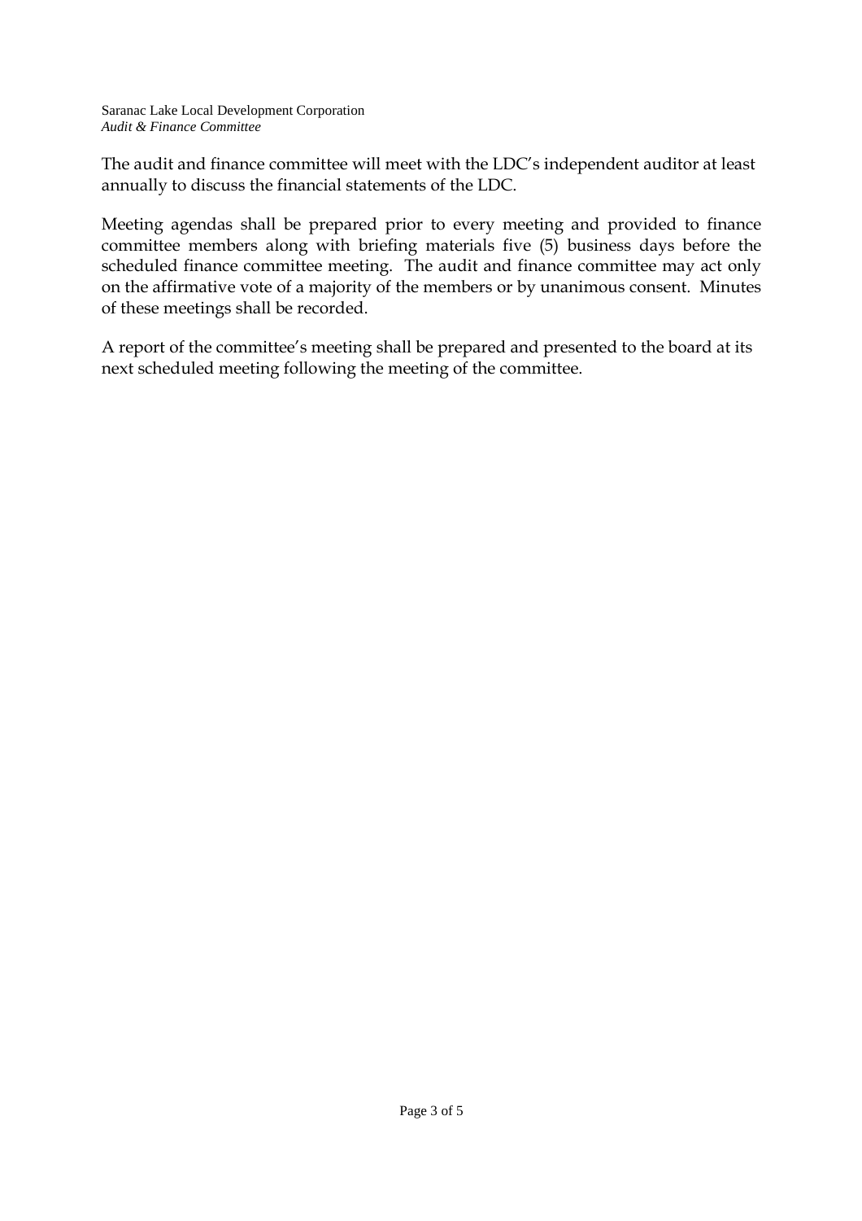The audit and finance committee will meet with the LDC's independent auditor at least annually to discuss the financial statements of the LDC.

Meeting agendas shall be prepared prior to every meeting and provided to finance committee members along with briefing materials five (5) business days before the scheduled finance committee meeting. The audit and finance committee may act only on the affirmative vote of a majority of the members or by unanimous consent. Minutes of these meetings shall be recorded.

A report of the committee's meeting shall be prepared and presented to the board at its next scheduled meeting following the meeting of the committee.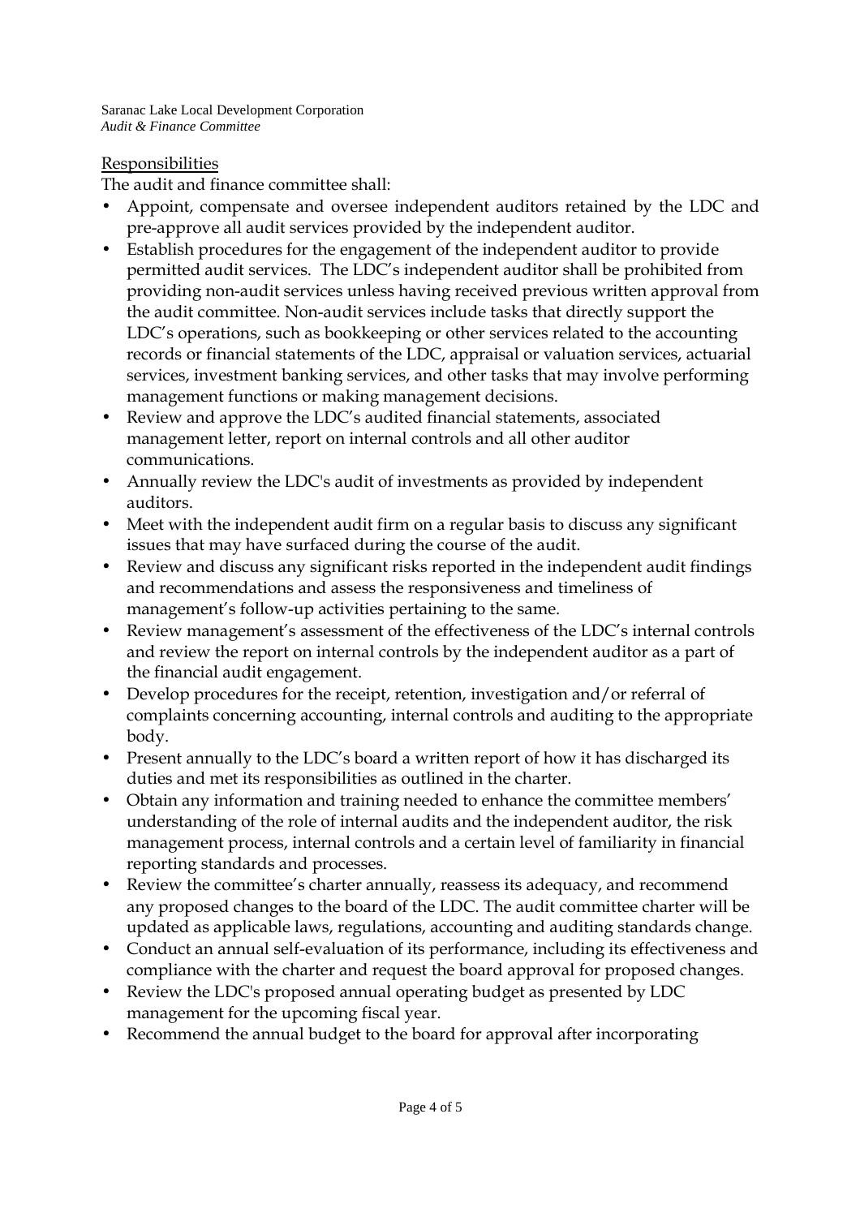Saranac Lake Local Development Corporation
*Audit & Finance Committee*

Responsibilities

The audit and finance committee shall:

- Appoint, compensate and oversee independent auditors retained by the LDC and pre-approve all audit services provided by the independent auditor.
- Establish procedures for the engagement of the independent auditor to provide permitted audit services. The LDC's independent auditor shall be prohibited from providing non-audit services unless having received previous written approval from the audit committee. Non-audit services include tasks that directly support the LDC's operations, such as bookkeeping or other services related to the accounting records or financial statements of the LDC, appraisal or valuation services, actuarial services, investment banking services, and other tasks that may involve performing management functions or making management decisions.
- Review and approve the LDC's audited financial statements, associated management letter, report on internal controls and all other auditor communications.
- Annually review the LDC's audit of investments as provided by independent auditors.
- Meet with the independent audit firm on a regular basis to discuss any significant issues that may have surfaced during the course of the audit.
- Review and discuss any significant risks reported in the independent audit findings and recommendations and assess the responsiveness and timeliness of management's follow-up activities pertaining to the same.
- Review management's assessment of the effectiveness of the LDC's internal controls and review the report on internal controls by the independent auditor as a part of the financial audit engagement.
- Develop procedures for the receipt, retention, investigation and/or referral of complaints concerning accounting, internal controls and auditing to the appropriate body.
- Present annually to the LDC's board a written report of how it has discharged its duties and met its responsibilities as outlined in the charter.
- Obtain any information and training needed to enhance the committee members' understanding of the role of internal audits and the independent auditor, the risk management process, internal controls and a certain level of familiarity in financial reporting standards and processes.
- Review the committee's charter annually, reassess its adequacy, and recommend any proposed changes to the board of the LDC. The audit committee charter will be updated as applicable laws, regulations, accounting and auditing standards change.
- Conduct an annual self-evaluation of its performance, including its effectiveness and compliance with the charter and request the board approval for proposed changes.
- Review the LDC's proposed annual operating budget as presented by LDC management for the upcoming fiscal year.
- Recommend the annual budget to the board for approval after incorporating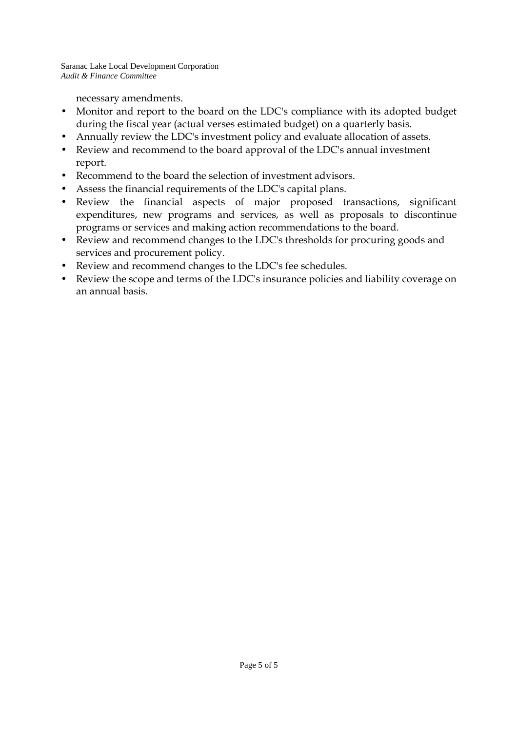necessary amendments.

- Monitor and report to the board on the LDC's compliance with its adopted budget during the fiscal year (actual verses estimated budget) on a quarterly basis.
- Annually review the LDC's investment policy and evaluate allocation of assets.
- Review and recommend to the board approval of the LDC's annual investment report.
- Recommend to the board the selection of investment advisors.
- Assess the financial requirements of the LDC's capital plans.
- Review the financial aspects of major proposed transactions, significant expenditures, new programs and services, as well as proposals to discontinue programs or services and making action recommendations to the board.
- Review and recommend changes to the LDC's thresholds for procuring goods and services and procurement policy.
- Review and recommend changes to the LDC's fee schedules.
- Review the scope and terms of the LDC's insurance policies and liability coverage on an annual basis.